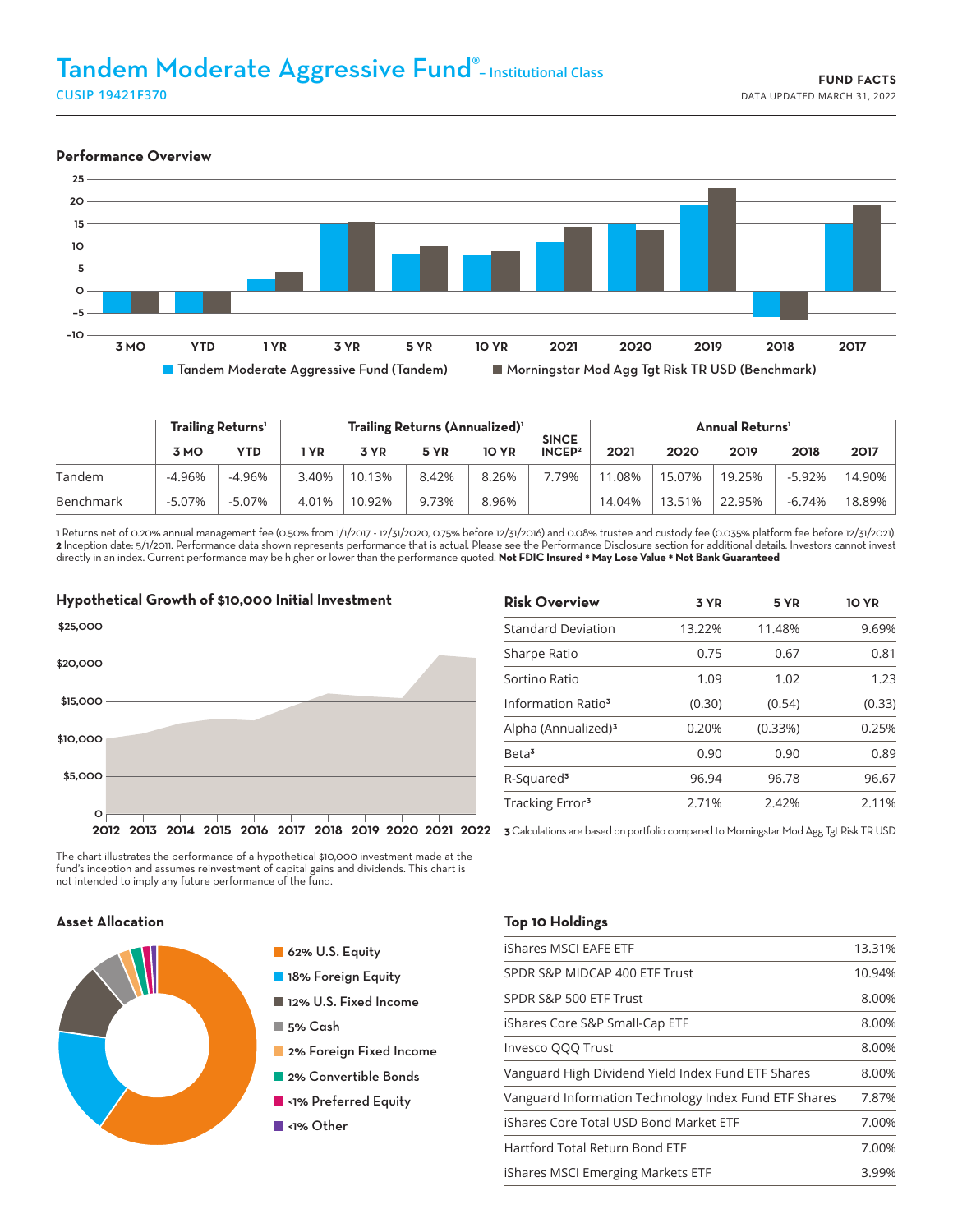# Tandem Moderate Aggressive Fund® – Institutional Class

CUSIP 19421F370

**FUND FACTS**
DATA UPDATED MARCH 31, 2022

## Performance Overview

■ Tandem Moderate Aggressive Fund (Tandem) ■ Morningstar Mod Agg Tgt Risk TR USD (Benchmark)

| | Trailing Returns[1] | | Trailing Returns (Annualized)[1] | | | | SINCE INCEP[2] | Annual Returns[1] | | | | |
|---|---|---|---|---|---|---|---|---|---|---|---|---|
| | 3 MO | YTD | 1 YR | 3 YR | 5 YR | 10 YR | | 2021 | 2020 | 2019 | 2018 | 2017 |
| Tandem | -4.96% | -4.96% | 3.40% | 10.13% | 8.42% | 8.26% | 7.79% | 11.08% | 15.07% | 19.25% | -5.92% | 14.90% |
| Benchmark | -5.07% | -5.07% | 4.01% | 10.92% | 9.73% | 8.96% | | 14.04% | 13.51% | 22.95% | -6.74% | 18.89% |

**1** Returns net of 0.20% annual management fee (0.50% from 1/1/2017 - 12/31/2020, 0.75% before 12/31/2016) and 0.08% trustee and custody fee (0.035% platform fee before 12/31/2021).
**2** Inception date: 5/1/2011. Performance data shown represents performance that is actual. Please see the Performance Disclosure section for additional details. Investors cannot invest directly in an index. Current performance may be higher or lower than the performance quoted. **Not FDIC Insured • May Lose Value • Not Bank Guaranteed**

## Hypothetical Growth of $10,000 Initial Investment

The chart illustrates the performance of a hypothetical $10,000 investment made at the fund's inception and assumes reinvestment of capital gains and dividends. This chart is not intended to imply any future performance of the fund.

## Risk Overview

| Risk Overview | 3 YR | 5 YR | 10 YR |
|---|---|---|---|
| Standard Deviation | 13.22% | 11.48% | 9.69% |
| Sharpe Ratio | 0.75 | 0.67 | 0.81 |
| Sortino Ratio | 1.09 | 1.02 | 1.23 |
| Information Ratio[3] | (0.30) | (0.54) | (0.33) |
| Alpha (Annualized)[3] | 0.20% | (0.33%) | 0.25% |
| Beta[3] | 0.90 | 0.90 | 0.89 |
| R-Squared[3] | 96.94 | 96.78 | 96.67 |
| Tracking Error[3] | 2.71% | 2.42% | 2.11% |

**3** Calculations are based on portfolio compared to Morningstar Mod Agg Tgt Risk TR USD

## Asset Allocation

- 62% U.S. Equity
- 18% Foreign Equity
- 12% U.S. Fixed Income
- 5% Cash
- 2% Foreign Fixed Income
- 2% Convertible Bonds
- <1% Preferred Equity
- <1% Other

## Top 10 Holdings

| Holding | Weight |
|---|---|
| iShares MSCI EAFE ETF | 13.31% |
| SPDR S&P MIDCAP 400 ETF Trust | 10.94% |
| SPDR S&P 500 ETF Trust | 8.00% |
| iShares Core S&P Small-Cap ETF | 8.00% |
| Invesco QQQ Trust | 8.00% |
| Vanguard High Dividend Yield Index Fund ETF Shares | 8.00% |
| Vanguard Information Technology Index Fund ETF Shares | 7.87% |
| iShares Core Total USD Bond Market ETF | 7.00% |
| Hartford Total Return Bond ETF | 7.00% |
| iShares MSCI Emerging Markets ETF | 3.99% |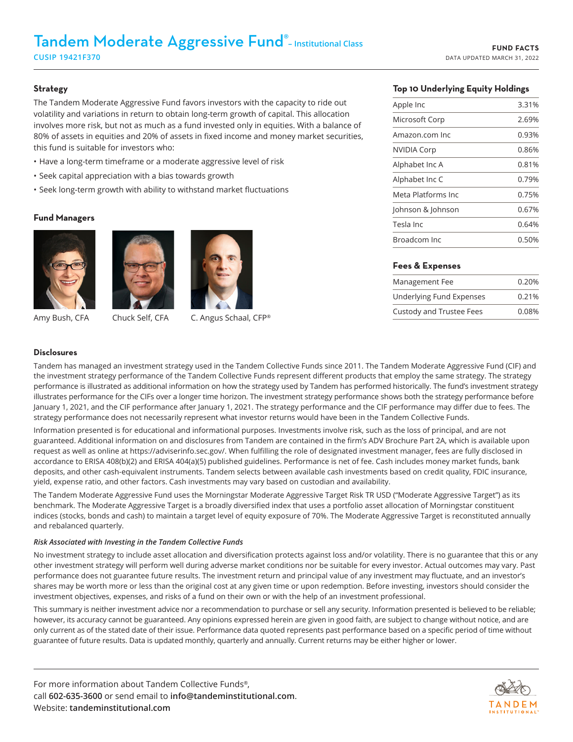# Tandem Moderate Aggressive Fund® – Institutional Class

CUSIP 19421F370

**FUND FACTS**
DATA UPDATED MARCH 31, 2022

## Strategy

The Tandem Moderate Aggressive Fund favors investors with the capacity to ride out volatility and variations in return to obtain long-term growth of capital. This allocation involves more risk, but not as much as a fund invested only in equities. With a balance of 80% of assets in equities and 20% of assets in fixed income and money market securities, this fund is suitable for investors who:

- Have a long-term timeframe or a moderate aggressive level of risk
- Seek capital appreciation with a bias towards growth
- Seek long-term growth with ability to withstand market fluctuations

## Fund Managers

Amy Bush, CFA

Chuck Self, CFA

C. Angus Schaal, CFP®

## Top 10 Underlying Equity Holdings

| | |
|---|---|
| Apple Inc | 3.31% |
| Microsoft Corp | 2.69% |
| Amazon.com Inc | 0.93% |
| NVIDIA Corp | 0.86% |
| Alphabet Inc A | 0.81% |
| Alphabet Inc C | 0.79% |
| Meta Platforms Inc | 0.75% |
| Johnson & Johnson | 0.67% |
| Tesla Inc | 0.64% |
| Broadcom Inc | 0.50% |

## Fees & Expenses

| | |
|---|---|
| Management Fee | 0.20% |
| Underlying Fund Expenses | 0.21% |
| Custody and Trustee Fees | 0.08% |

## Disclosures

Tandem has managed an investment strategy used in the Tandem Collective Funds since 2011. The Tandem Moderate Aggressive Fund (CIF) and the investment strategy performance of the Tandem Collective Funds represent different products that employ the same strategy. The strategy performance is illustrated as additional information on how the strategy used by Tandem has performed historically. The fund's investment strategy illustrates performance for the CIFs over a longer time horizon. The investment strategy performance shows both the strategy performance before January 1, 2021, and the CIF performance after January 1, 2021. The strategy performance and the CIF performance may differ due to fees. The strategy performance does not necessarily represent what investor returns would have been in the Tandem Collective Funds.

Information presented is for educational and informational purposes. Investments involve risk, such as the loss of principal, and are not guaranteed. Additional information on and disclosures from Tandem are contained in the firm's ADV Brochure Part 2A, which is available upon request as well as online at https://adviserinfo.sec.gov/. When fulfilling the role of designated investment manager, fees are fully disclosed in accordance to ERISA 408(b)(2) and ERISA 404(a)(5) published guidelines. Performance is net of fee. Cash includes money market funds, bank deposits, and other cash-equivalent instruments. Tandem selects between available cash investments based on credit quality, FDIC insurance, yield, expense ratio, and other factors. Cash investments may vary based on custodian and availability.

The Tandem Moderate Aggressive Fund uses the Morningstar Moderate Aggressive Target Risk TR USD ("Moderate Aggressive Target") as its benchmark. The Moderate Aggressive Target is a broadly diversified index that uses a portfolio asset allocation of Morningstar constituent indices (stocks, bonds and cash) to maintain a target level of equity exposure of 70%. The Moderate Aggressive Target is reconstituted annually and rebalanced quarterly.

*Risk Associated with Investing in the Tandem Collective Funds*

No investment strategy to include asset allocation and diversification protects against loss and/or volatility. There is no guarantee that this or any other investment strategy will perform well during adverse market conditions nor be suitable for every investor. Actual outcomes may vary. Past performance does not guarantee future results. The investment return and principal value of any investment may fluctuate, and an investor's shares may be worth more or less than the original cost at any given time or upon redemption. Before investing, investors should consider the investment objectives, expenses, and risks of a fund on their own or with the help of an investment professional.

This summary is neither investment advice nor a recommendation to purchase or sell any security. Information presented is believed to be reliable; however, its accuracy cannot be guaranteed. Any opinions expressed herein are given in good faith, are subject to change without notice, and are only current as of the stated date of their issue. Performance data quoted represents past performance based on a specific period of time without guarantee of future results. Data is updated monthly, quarterly and annually. Current returns may be either higher or lower.

For more information about Tandem Collective Funds®,
call **602-635-3600** or send email to **info@tandeminstitutional.com**.
Website: **tandeminstitutional.com**

TANDEM INSTITUTIONAL